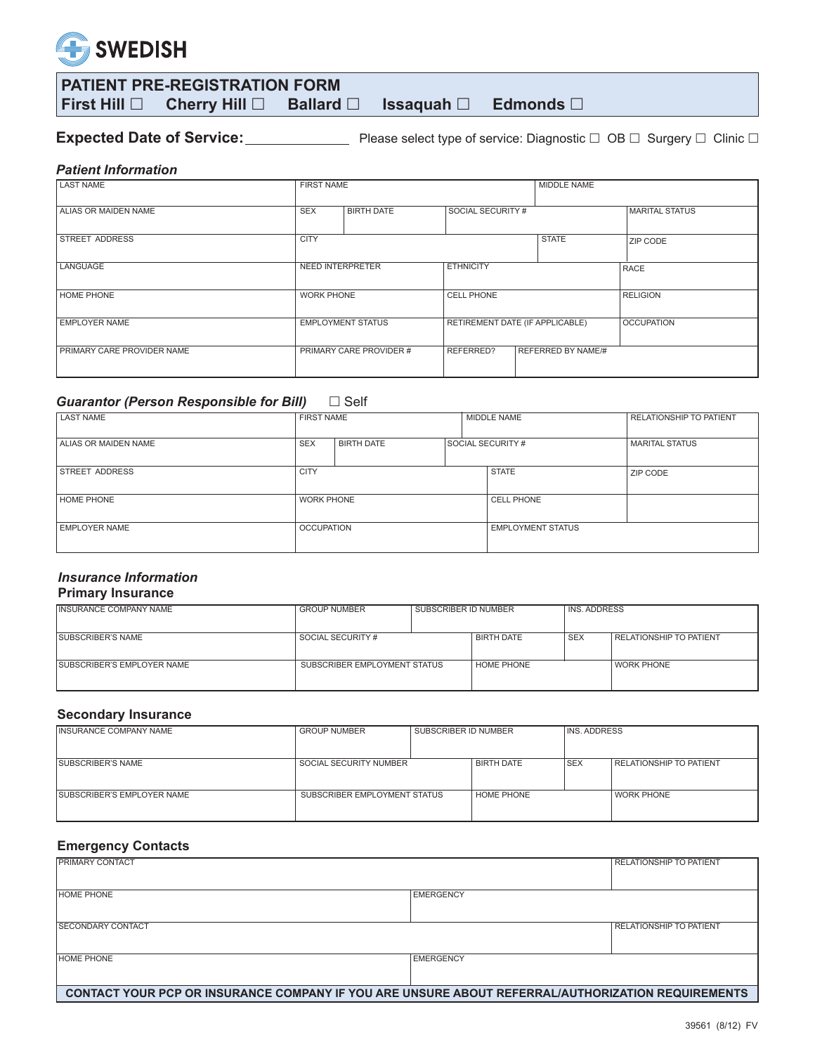SWEDISH

# PATIENT PRE-REGISTRATION FORM

**First Hill ☐ Cherry Hill ☐ Ballard ☐ Issaquah ☐ Edmonds ☐**

**Expected Date of Service:** ______________ Please select type of service: Diagnostic ☐ OB ☐ Surgery ☐ Clinic ☐

### *Patient Information*

| | | | | | |
|---|---|---|---|---|---|
| LAST NAME | FIRST NAME | | | MIDDLE NAME | |
| ALIAS OR MAIDEN NAME | SEX | BIRTH DATE | SOCIAL SECURITY # | | MARITAL STATUS |
| STREET ADDRESS | CITY | | | STATE | ZIP CODE |
| LANGUAGE | NEED INTERPRETER | | ETHNICITY | | RACE |
| HOME PHONE | WORK PHONE | | CELL PHONE | | RELIGION |
| EMPLOYER NAME | EMPLOYMENT STATUS | | RETIREMENT DATE (IF APPLICABLE) | | OCCUPATION |
| PRIMARY CARE PROVIDER NAME | PRIMARY CARE PROVIDER # | | REFERRED? | REFERRED BY NAME/# | |

### *Guarantor (Person Responsible for Bill)* ☐ Self

| | | | | | |
|---|---|---|---|---|---|
| LAST NAME | FIRST NAME | | MIDDLE NAME | | RELATIONSHIP TO PATIENT |
| ALIAS OR MAIDEN NAME | SEX | BIRTH DATE | SOCIAL SECURITY # | | MARITAL STATUS |
| STREET ADDRESS | CITY | | | STATE | ZIP CODE |
| HOME PHONE | WORK PHONE | | | CELL PHONE | |
| EMPLOYER NAME | OCCUPATION | | | EMPLOYMENT STATUS | |

### *Insurance Information*

#### Primary Insurance

| | | | | | |
|---|---|---|---|---|---|
| INSURANCE COMPANY NAME | GROUP NUMBER | SUBSCRIBER ID NUMBER | | INS. ADDRESS | |
| SUBSCRIBER'S NAME | SOCIAL SECURITY # | | BIRTH DATE | SEX | RELATIONSHIP TO PATIENT |
| SUBSCRIBER'S EMPLOYER NAME | SUBSCRIBER EMPLOYMENT STATUS | | HOME PHONE | | WORK PHONE |

#### Secondary Insurance

| | | | | | |
|---|---|---|---|---|---|
| INSURANCE COMPANY NAME | GROUP NUMBER | SUBSCRIBER ID NUMBER | | INS. ADDRESS | |
| SUBSCRIBER'S NAME | SOCIAL SECURITY NUMBER | | BIRTH DATE | SEX | RELATIONSHIP TO PATIENT |
| SUBSCRIBER'S EMPLOYER NAME | SUBSCRIBER EMPLOYMENT STATUS | | HOME PHONE | | WORK PHONE |

#### Emergency Contacts

| | | |
|---|---|---|
| PRIMARY CONTACT | | RELATIONSHIP TO PATIENT |
| HOME PHONE | EMERGENCY | |
| SECONDARY CONTACT | | RELATIONSHIP TO PATIENT |
| HOME PHONE | EMERGENCY | |

**CONTACT YOUR PCP OR INSURANCE COMPANY IF YOU ARE UNSURE ABOUT REFERRAL/AUTHORIZATION REQUIREMENTS**

39561 (8/12) FV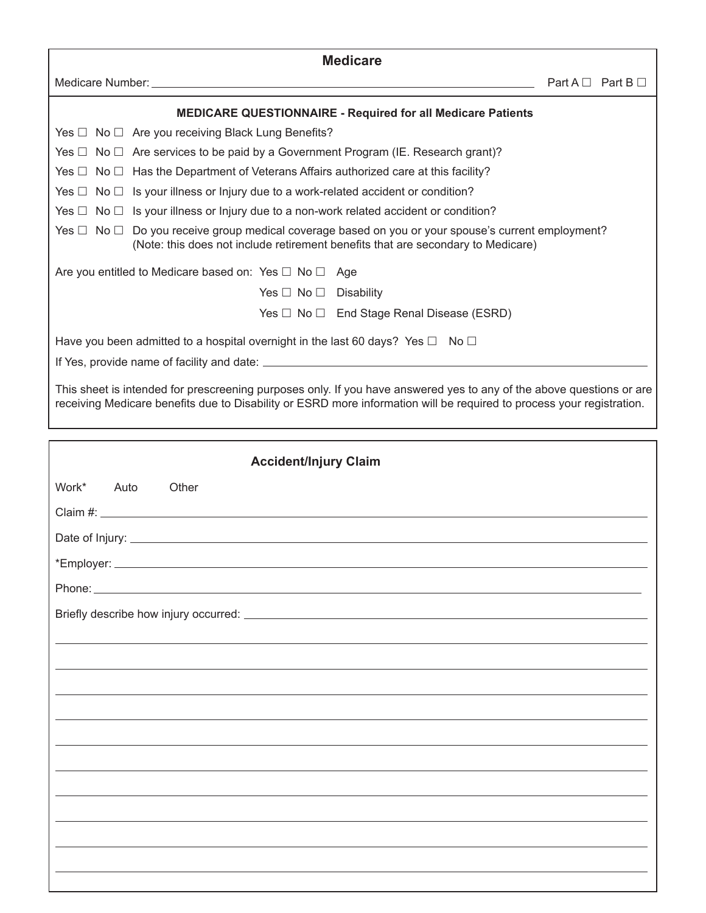## Medicare

Medicare Number: ______________________________ Part A ☐ Part B ☐

**MEDICARE QUESTIONNAIRE - Required for all Medicare Patients**

Yes ☐ No ☐ Are you receiving Black Lung Benefits?

Yes ☐ No ☐ Are services to be paid by a Government Program (IE. Research grant)?

Yes ☐ No ☐ Has the Department of Veterans Affairs authorized care at this facility?

Yes ☐ No ☐ Is your illness or Injury due to a work-related accident or condition?

Yes ☐ No ☐ Is your illness or Injury due to a non-work related accident or condition?

Yes ☐ No ☐ Do you receive group medical coverage based on you or your spouse's current employment? (Note: this does not include retirement benefits that are secondary to Medicare)

Are you entitled to Medicare based on: Yes ☐ No ☐ Age

Yes ☐ No ☐ Disability

Yes ☐ No ☐ End Stage Renal Disease (ESRD)

Have you been admitted to a hospital overnight in the last 60 days? Yes ☐ No ☐

If Yes, provide name of facility and date: ______________________________

This sheet is intended for prescreening purposes only. If you have answered yes to any of the above questions or are receiving Medicare benefits due to Disability or ESRD more information will be required to process your registration.

## Accident/Injury Claim

Work* Auto Other

Claim #: ______________________________

Date of Injury: ______________________________

*Employer: ______________________________

Phone: ______________________________

Briefly describe how injury occurred: ______________________________

______________________________

______________________________

______________________________

______________________________

______________________________

______________________________

______________________________

______________________________

______________________________

______________________________